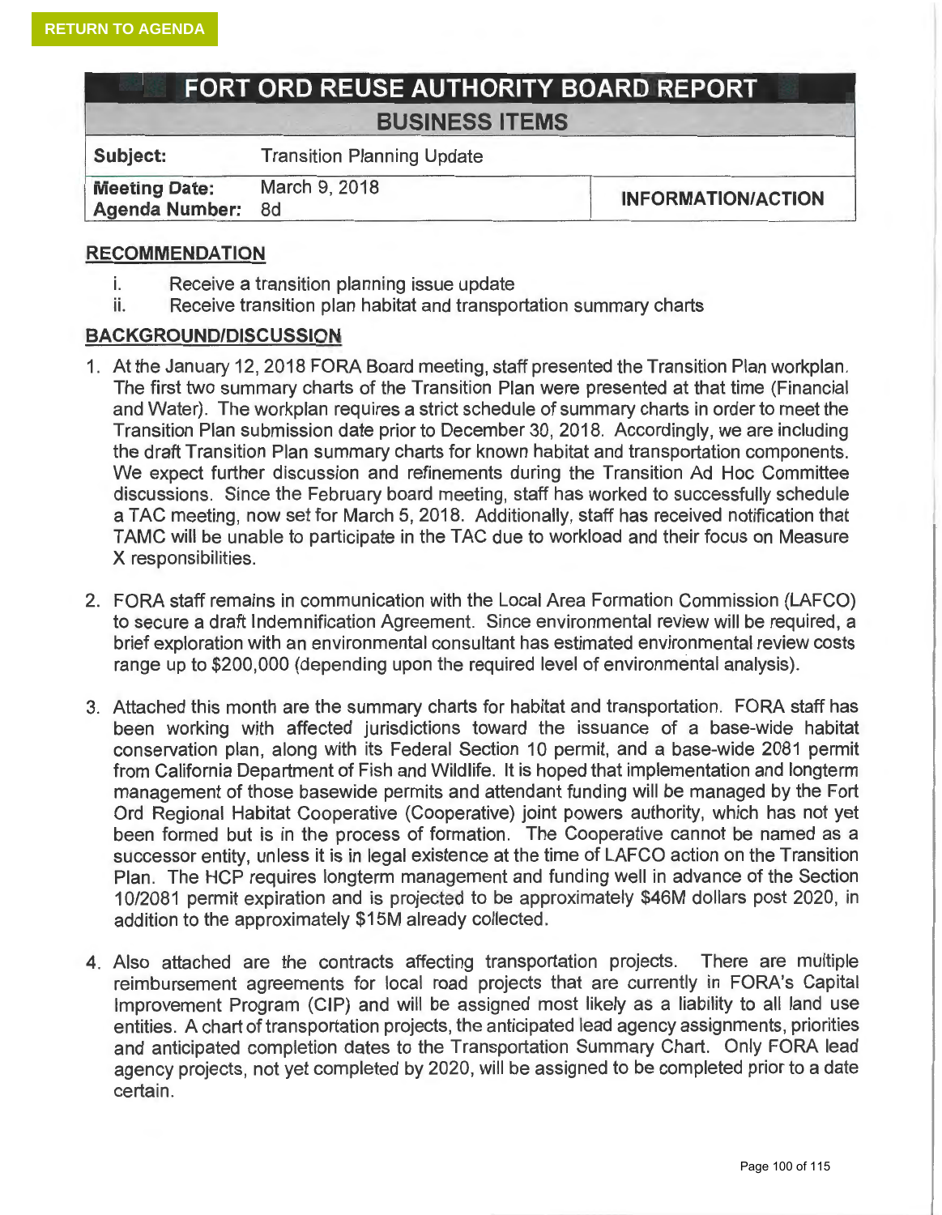RETURN TO AGENDA

# FORT ORD REUSE AUTHORITY BOARD REPORT

## BUSINESS ITEMS

| | | |
|---|---|---|
| **Subject:** | Transition Planning Update | |
| **Meeting Date:** March 9, 2018 **Agenda Number:** 8d | | **INFORMATION/ACTION** |

**RECOMMENDATION**

i. Receive a transition planning issue update
ii. Receive transition plan habitat and transportation summary charts

**BACKGROUND/DISCUSSION**

1. At the January 12, 2018 FORA Board meeting, staff presented the Transition Plan workplan. The first two summary charts of the Transition Plan were presented at that time (Financial and Water). The workplan requires a strict schedule of summary charts in order to meet the Transition Plan submission date prior to December 30, 2018. Accordingly, we are including the draft Transition Plan summary charts for known habitat and transportation components. We expect further discussion and refinements during the Transition Ad Hoc Committee discussions. Since the February board meeting, staff has worked to successfully schedule a TAC meeting, now set for March 5, 2018. Additionally, staff has received notification that TAMC will be unable to participate in the TAC due to workload and their focus on Measure X responsibilities.

2. FORA staff remains in communication with the Local Area Formation Commission (LAFCO) to secure a draft Indemnification Agreement. Since environmental review will be required, a brief exploration with an environmental consultant has estimated environmental review costs range up to $200,000 (depending upon the required level of environmental analysis).

3. Attached this month are the summary charts for habitat and transportation. FORA staff has been working with affected jurisdictions toward the issuance of a base-wide habitat conservation plan, along with its Federal Section 10 permit, and a base-wide 2081 permit from California Department of Fish and Wildlife. It is hoped that implementation and longterm management of those basewide permits and attendant funding will be managed by the Fort Ord Regional Habitat Cooperative (Cooperative) joint powers authority, which has not yet been formed but is in the process of formation. The Cooperative cannot be named as a successor entity, unless it is in legal existence at the time of LAFCO action on the Transition Plan. The HCP requires longterm management and funding well in advance of the Section 10/2081 permit expiration and is projected to be approximately $46M dollars post 2020, in addition to the approximately $15M already collected.

4. Also attached are the contracts affecting transportation projects. There are multiple reimbursement agreements for local road projects that are currently in FORA's Capital Improvement Program (CIP) and will be assigned most likely as a liability to all land use entities. A chart of transportation projects, the anticipated lead agency assignments, priorities and anticipated completion dates to the Transportation Summary Chart. Only FORA lead agency projects, not yet completed by 2020, will be assigned to be completed prior to a date certain.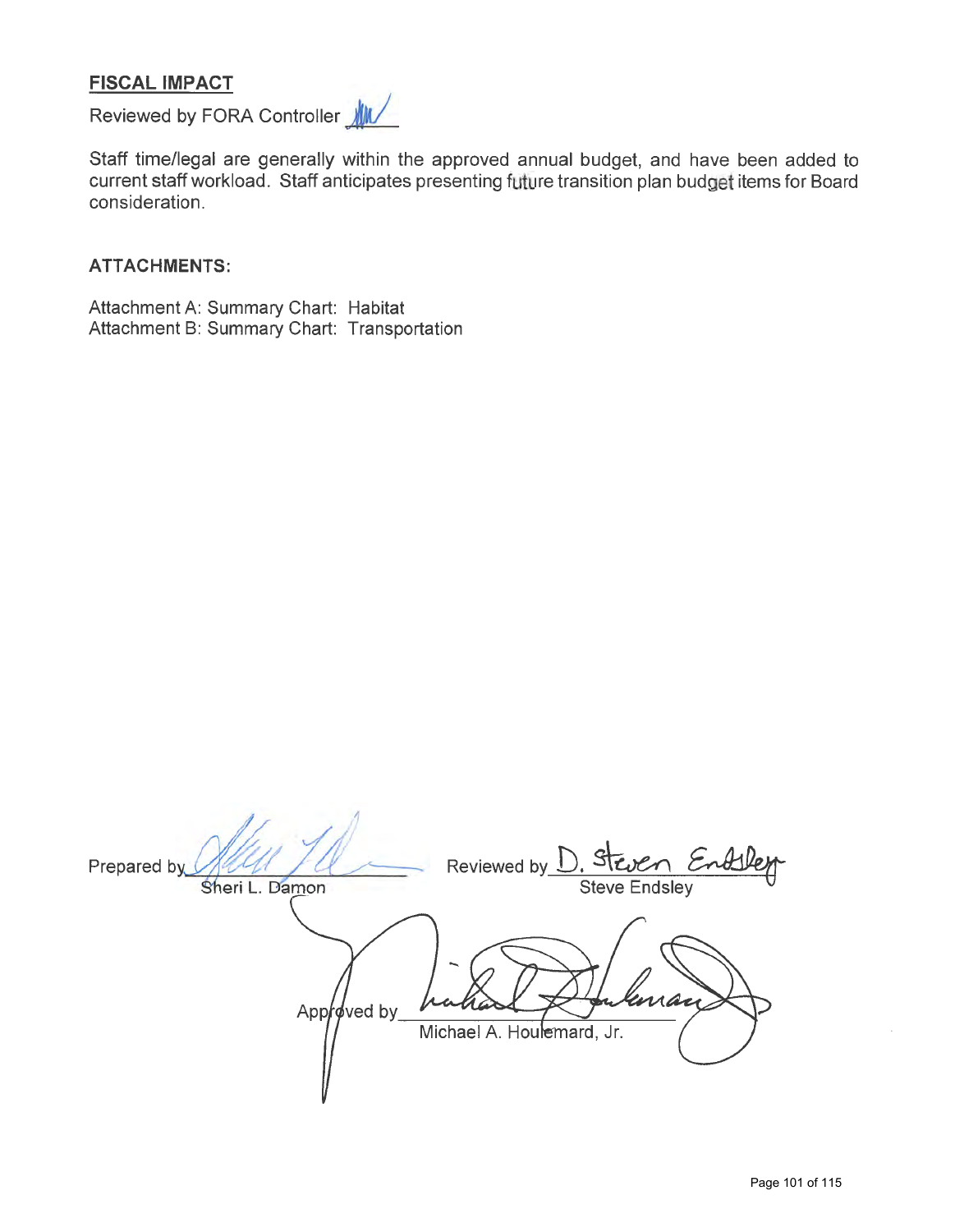## FISCAL IMPACT

Reviewed by FORA Controller ______

Staff time/legal are generally within the approved annual budget, and have been added to current staff workload. Staff anticipates presenting future transition plan budget items for Board consideration.

**ATTACHMENTS:**

Attachment A: Summary Chart: Habitat
Attachment B: Summary Chart: Transportation

Prepared by ______
Sheri L. Damon

Reviewed by D. Steven Endsley
Steve Endsley

Approved by ______
Michael A. Houlemard, Jr.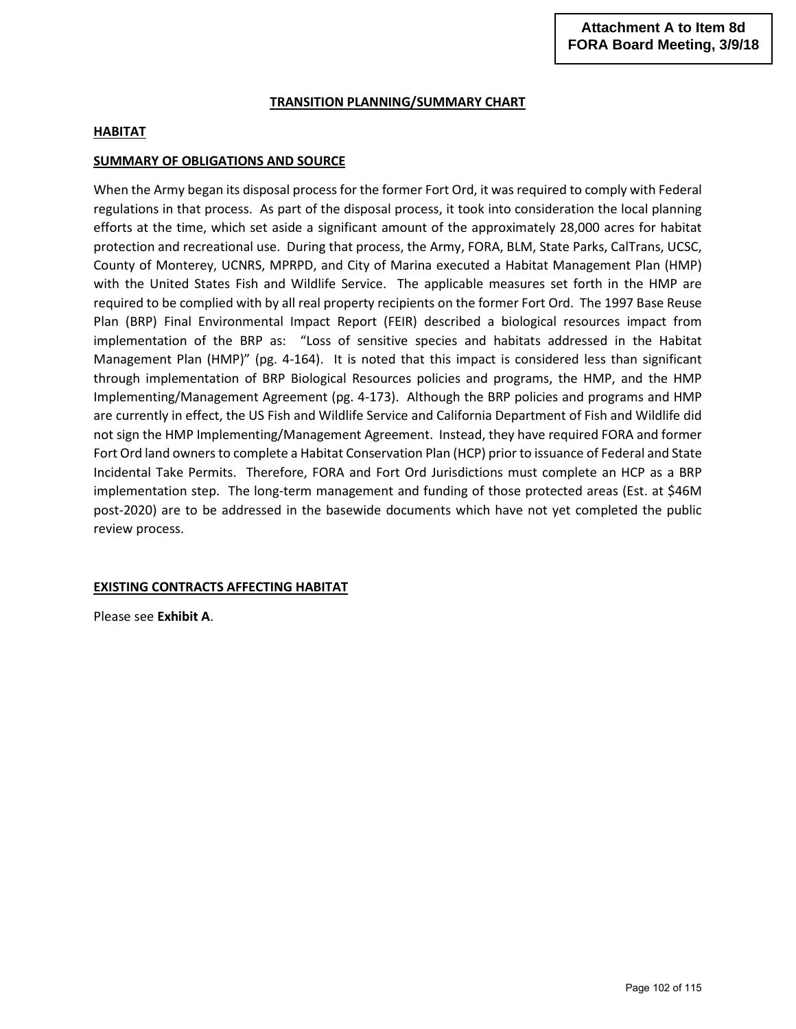**Attachment A to Item 8d**
**FORA Board Meeting, 3/9/18**

## TRANSITION PLANNING/SUMMARY CHART

### HABITAT

### SUMMARY OF OBLIGATIONS AND SOURCE

When the Army began its disposal process for the former Fort Ord, it was required to comply with Federal regulations in that process. As part of the disposal process, it took into consideration the local planning efforts at the time, which set aside a significant amount of the approximately 28,000 acres for habitat protection and recreational use. During that process, the Army, FORA, BLM, State Parks, CalTrans, UCSC, County of Monterey, UCNRS, MPRPD, and City of Marina executed a Habitat Management Plan (HMP) with the United States Fish and Wildlife Service. The applicable measures set forth in the HMP are required to be complied with by all real property recipients on the former Fort Ord. The 1997 Base Reuse Plan (BRP) Final Environmental Impact Report (FEIR) described a biological resources impact from implementation of the BRP as: "Loss of sensitive species and habitats addressed in the Habitat Management Plan (HMP)" (pg. 4-164). It is noted that this impact is considered less than significant through implementation of BRP Biological Resources policies and programs, the HMP, and the HMP Implementing/Management Agreement (pg. 4-173). Although the BRP policies and programs and HMP are currently in effect, the US Fish and Wildlife Service and California Department of Fish and Wildlife did not sign the HMP Implementing/Management Agreement. Instead, they have required FORA and former Fort Ord land owners to complete a Habitat Conservation Plan (HCP) prior to issuance of Federal and State Incidental Take Permits. Therefore, FORA and Fort Ord Jurisdictions must complete an HCP as a BRP implementation step. The long-term management and funding of those protected areas (Est. at $46M post-2020) are to be addressed in the basewide documents which have not yet completed the public review process.

### EXISTING CONTRACTS AFFECTING HABITAT

Please see **Exhibit A**.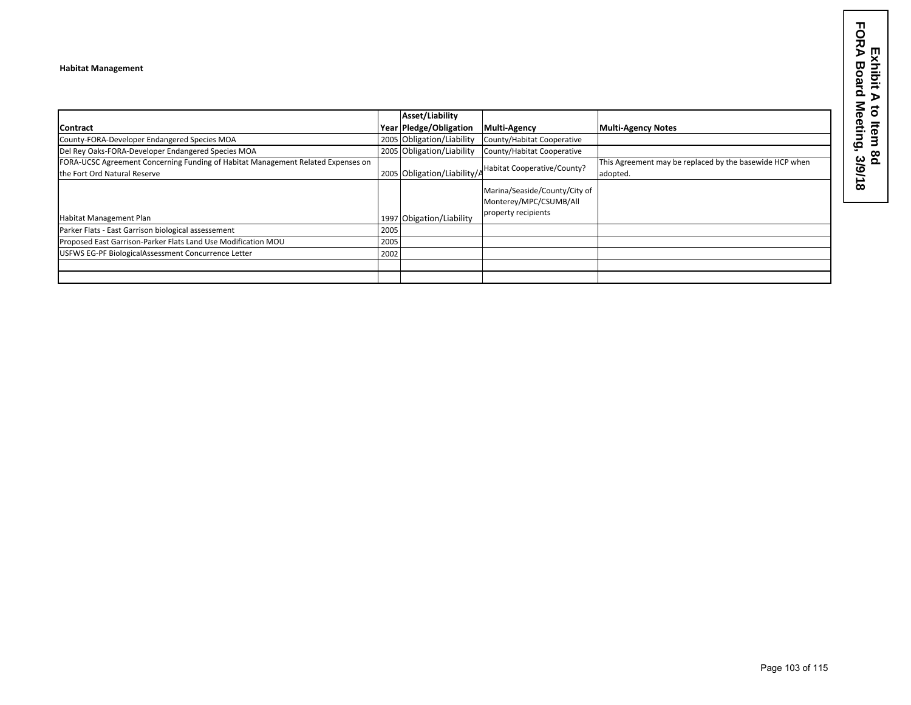**Habitat Management**

| Contract | Year | Asset/Liability Pledge/Obligation | Multi-Agency | Multi-Agency Notes |
|---|---|---|---|---|
| County-FORA-Developer Endangered Species MOA | 2005 | Obligation/Liability | County/Habitat Cooperative | |
| Del Rey Oaks-FORA-Developer Endangered Species MOA | 2005 | Obligation/Liability | County/Habitat Cooperative | |
| FORA-UCSC Agreement Concerning Funding of Habitat Management Related Expenses on the Fort Ord Natural Reserve | 2005 | Obligation/Liability/A | Habitat Cooperative/County? | This Agreement may be replaced by the basewide HCP when adopted. |
| Habitat Management Plan | 1997 | Obigation/Liability | Marina/Seaside/County/City of Monterey/MPC/CSUMB/All property recipients | |
| Parker Flats - East Garrison biological assessement | 2005 | | | |
| Proposed East Garrison-Parker Flats Land Use Modification MOU | 2005 | | | |
| USFWS EG-PF BiologicalAssessment Concurrence Letter | 2002 | | | |
| | | | | |
| | | | | |

**Exhibit A to Item 8d**
**FORA Board Meeting, 3/9/18**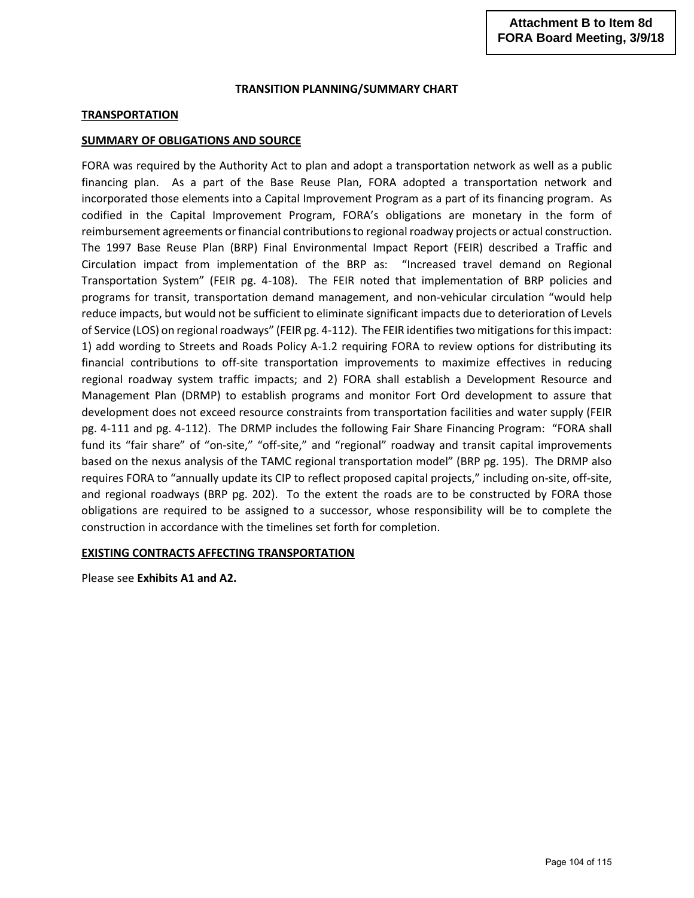**Attachment B to Item 8d**
**FORA Board Meeting, 3/9/18**

# TRANSITION PLANNING/SUMMARY CHART

## TRANSPORTATION

### SUMMARY OF OBLIGATIONS AND SOURCE

FORA was required by the Authority Act to plan and adopt a transportation network as well as a public financing plan. As a part of the Base Reuse Plan, FORA adopted a transportation network and incorporated those elements into a Capital Improvement Program as a part of its financing program. As codified in the Capital Improvement Program, FORA's obligations are monetary in the form of reimbursement agreements or financial contributions to regional roadway projects or actual construction. The 1997 Base Reuse Plan (BRP) Final Environmental Impact Report (FEIR) described a Traffic and Circulation impact from implementation of the BRP as: "Increased travel demand on Regional Transportation System" (FEIR pg. 4-108). The FEIR noted that implementation of BRP policies and programs for transit, transportation demand management, and non-vehicular circulation "would help reduce impacts, but would not be sufficient to eliminate significant impacts due to deterioration of Levels of Service (LOS) on regional roadways" (FEIR pg. 4-112). The FEIR identifies two mitigations for this impact: 1) add wording to Streets and Roads Policy A-1.2 requiring FORA to review options for distributing its financial contributions to off-site transportation improvements to maximize effectives in reducing regional roadway system traffic impacts; and 2) FORA shall establish a Development Resource and Management Plan (DRMP) to establish programs and monitor Fort Ord development to assure that development does not exceed resource constraints from transportation facilities and water supply (FEIR pg. 4-111 and pg. 4-112). The DRMP includes the following Fair Share Financing Program: "FORA shall fund its "fair share" of "on-site," "off-site," and "regional" roadway and transit capital improvements based on the nexus analysis of the TAMC regional transportation model" (BRP pg. 195). The DRMP also requires FORA to "annually update its CIP to reflect proposed capital projects," including on-site, off-site, and regional roadways (BRP pg. 202). To the extent the roads are to be constructed by FORA those obligations are required to be assigned to a successor, whose responsibility will be to complete the construction in accordance with the timelines set forth for completion.

### EXISTING CONTRACTS AFFECTING TRANSPORTATION

Please see **Exhibits A1 and A2.**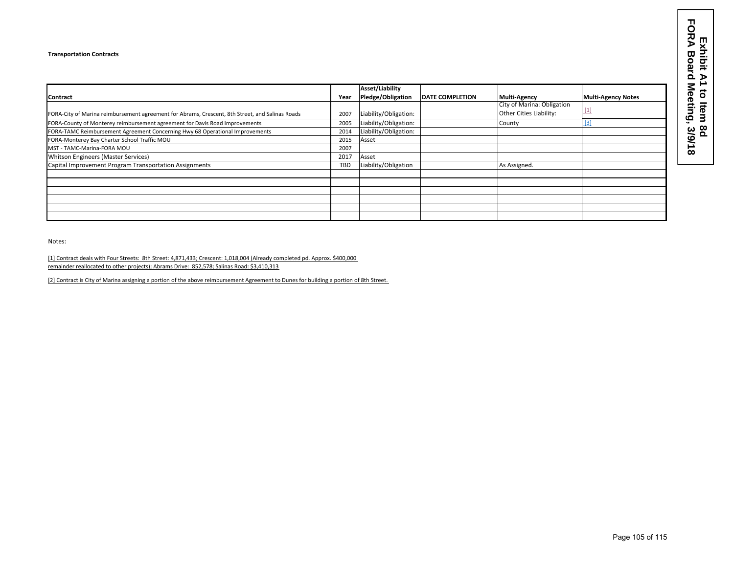Exhibit A1 to Item 8d
FORA Board Meeting, 3/9/18

**Transportation Contracts**

| Contract | Year | Asset/Liability Pledge/Obligation | DATE COMPLETION | Multi-Agency | Multi-Agency Notes |
|---|---|---|---|---|---|
| FORA-City of Marina reimbursement agreement for Abrams, Crescent, 8th Street, and Salinas Roads | 2007 | Liability/Obligation: | | City of Marina: Obligation Other Cities Liability: | [1] |
| FORA-County of Monterey reimbursement agreement for Davis Road Improvements | 2005 | Liability/Obligation: | | County | [3] |
| FORA-TAMC Reimbursement Agreement Concerning Hwy 68 Operational Improvements | 2014 | Liability/Obligation: | | | |
| FORA-Monterey Bay Charter School Traffic MOU | 2015 | Asset | | | |
| MST - TAMC-Marina-FORA MOU | 2007 | | | | |
| Whitson Engineers (Master Services) | 2017 | Asset | | | |
| Capital Improvement Program Transportation Assignments | TBD | Liability/Obligation | | As Assigned. | |
| | | | | | |
| | | | | | |
| | | | | | |
| | | | | | |
| | | | | | |
| | | | | | |

Notes:

[1] Contract deals with Four Streets: 8th Street: 4,871,433; Crescent: 1,018,004 (Already completed pd. Approx. $400,000 remainder reallocated to other projects); Abrams Drive: 852,578; Salinas Road: $3,410,313

[2] Contract is City of Marina assigning a portion of the above reimbursement Agreement to Dunes for building a portion of 8th Street.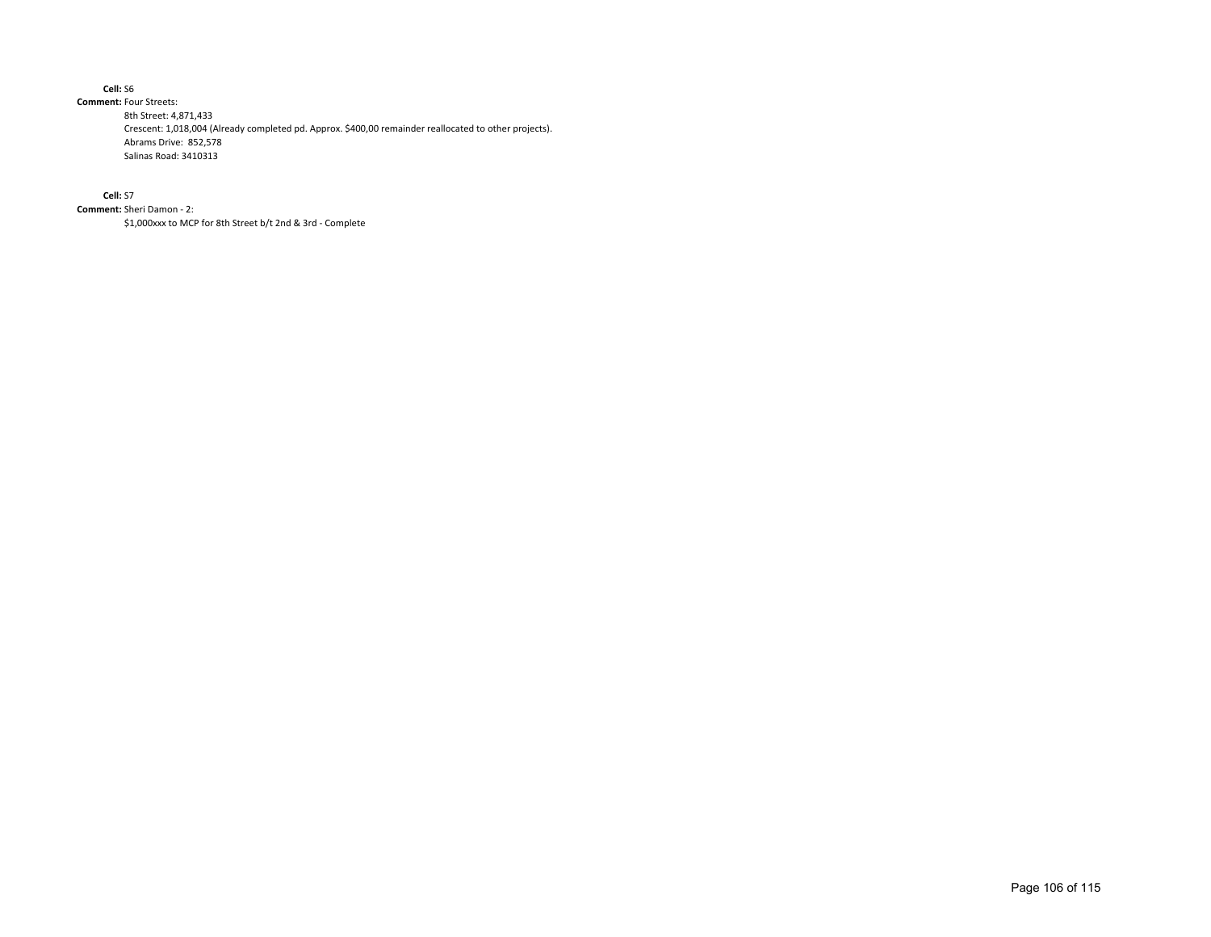**Cell:** S6

**Comment:** Four Streets:

8th Street: 4,871,433

Crescent: 1,018,004 (Already completed pd. Approx. $400,00 remainder reallocated to other projects).

Abrams Drive:  852,578

Salinas Road: 3410313

**Cell:** S7

**Comment:** Sheri Damon - 2:

$1,000xxx to MCP for 8th Street b/t 2nd & 3rd - Complete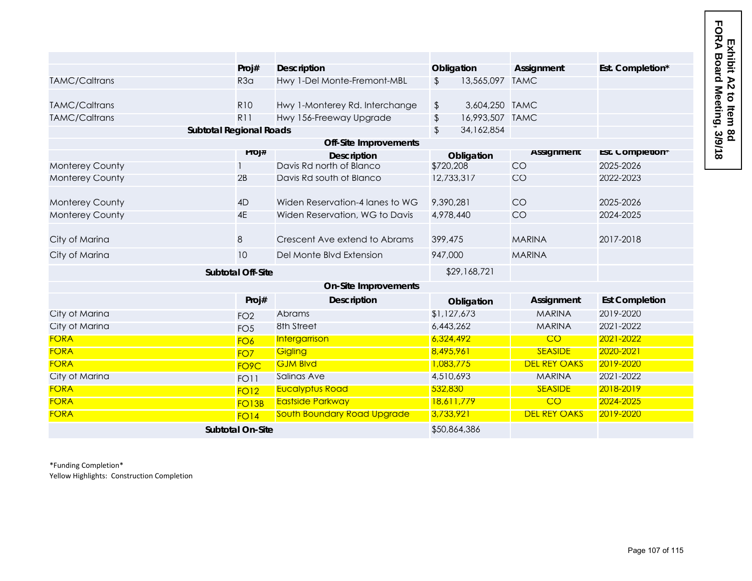**Exhibit A2 to Item 8d**
**FORA Board Meeting, 3/9/18**

| | Proj# | Description | Obligation | Assignment | Est. Completion* |
|---|---|---|---|---|---|
| TAMC/Caltrans | R3a | Hwy 1-Del Monte-Fremont-MBL | $ 13,565,097 | TAMC | |
| TAMC/Caltrans | R10 | Hwy 1-Monterey Rd. Interchange | $ 3,604,250 | TAMC | |
| TAMC/Caltrans | R11 | Hwy 156-Freeway Upgrade | $ 16,993,507 | TAMC | |
| **Subtotal Regional Roads** | | | $ 34,162,854 | | |
| | | **Off-Site Improvements** | | | |
| | **Proj#** | **Description** | **Obligation** | **Assignment** | **Est. Completion*** |
| Monterey County | 1 | Davis Rd north of Blanco | $720,208 | CO | 2025-2026 |
| Monterey County | 2B | Davis Rd south of Blanco | 12,733,317 | CO | 2022-2023 |
| Monterey County | 4D | Widen Reservation-4 lanes to WG | 9,390,281 | CO | 2025-2026 |
| Monterey County | 4E | Widen Reservation, WG to Davis | 4,978,440 | CO | 2024-2025 |
| City of Marina | 8 | Crescent Ave extend to Abrams | 399,475 | MARINA | 2017-2018 |
| City of Marina | 10 | Del Monte Blvd Extension | 947,000 | MARINA | |
| **Subtotal Off-Site** | | | $29,168,721 | | |
| | | **On-Site Improvements** | | | |
| | **Proj#** | **Description** | **Obligation** | **Assignment** | **Est Completion** |
| City of Marina | FO2 | Abrams | $1,127,673 | MARINA | 2019-2020 |
| City of Marina | FO5 | 8th Street | 6,443,262 | MARINA | 2021-2022 |
| FORA | FO6 | Intergarrison | 6,324,492 | CO | 2021-2022 |
| FORA | FO7 | Gigling | 8,495,961 | SEASIDE | 2020-2021 |
| FORA | FO9C | GJM Blvd | 1,083,775 | DEL REY OAKS | 2019-2020 |
| City of Marina | FO11 | Salinas Ave | 4,510,693 | MARINA | 2021-2022 |
| FORA | FO12 | Eucalyptus Road | 532,830 | SEASIDE | 2018-2019 |
| FORA | FO13B | Eastside Parkway | 18,611,779 | CO | 2024-2025 |
| FORA | FO14 | South Boundary Road Upgrade | 3,733,921 | DEL REY OAKS | 2019-2020 |
| **Subtotal On-Site** | | | $50,864,386 | | |

*Funding Completion*

Yellow Highlights: Construction Completion